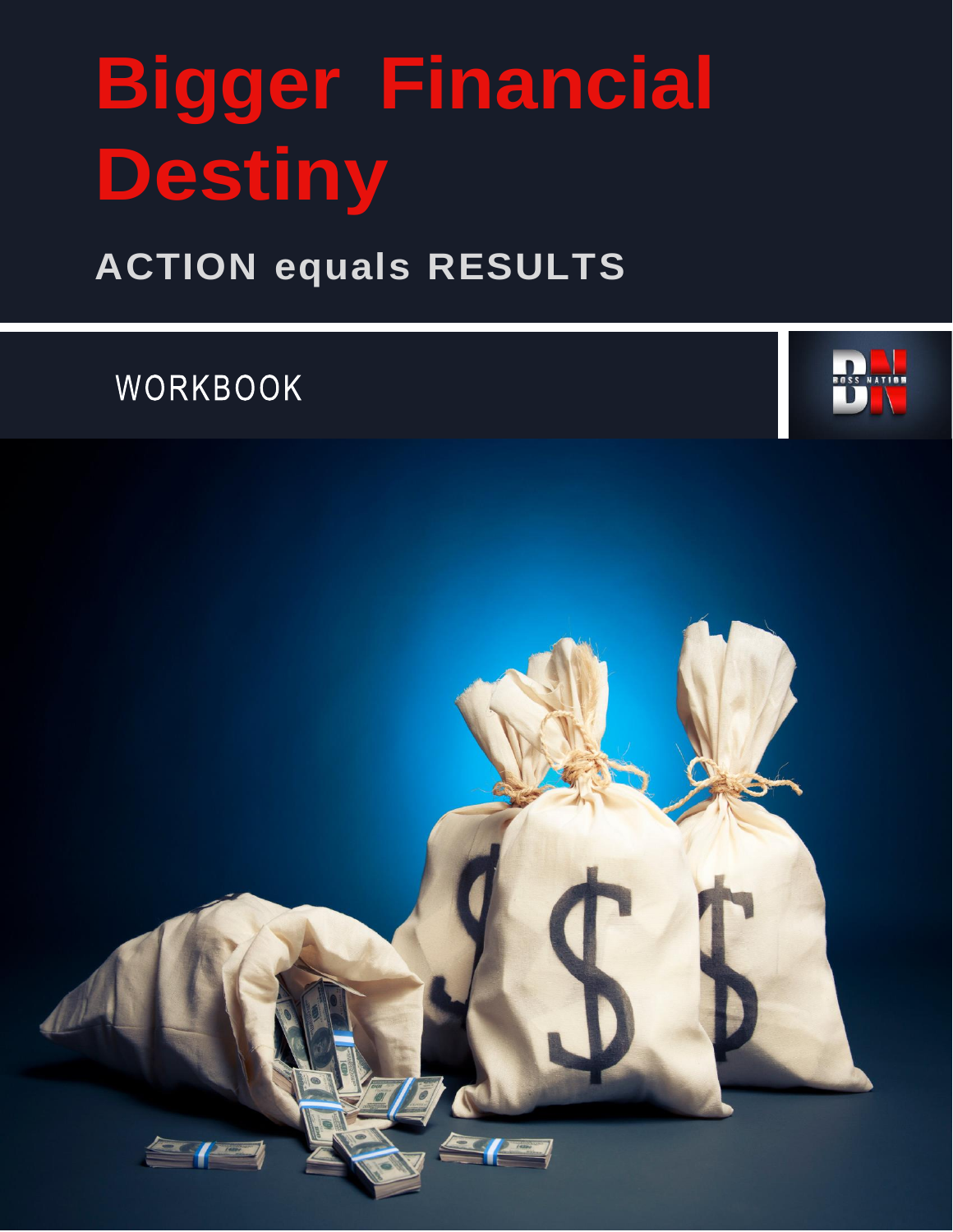# Bigger Financial Destiny

## ACTION equals RESULTS

WORKBOOK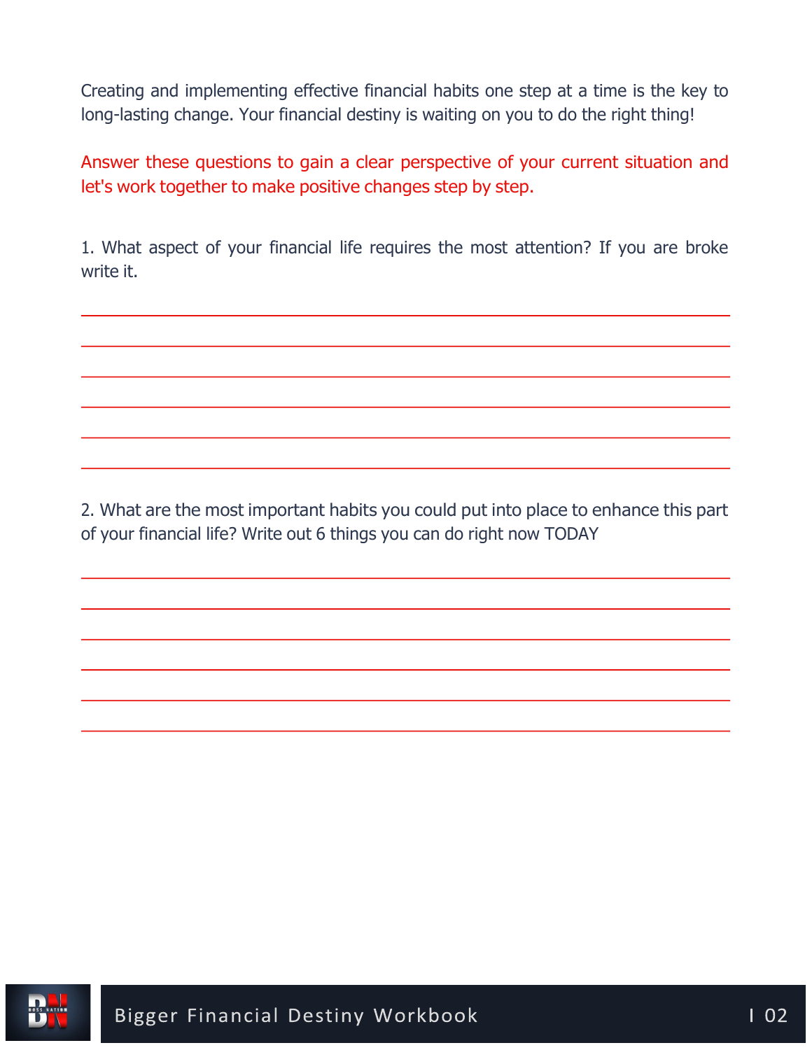Creating and implementing effective financial habits one step at a time is the key to long-lasting change. Your financial destiny is waiting on you to do the right thing!

Answer these questions to gain a clear perspective of your current situation and let's work together to make positive changes step by step.

1. What aspect of your financial life requires the most attention? If you are broke write it.

______________________________________________________________________

______________________________________________________________________

______________________________________________________________________

______________________________________________________________________

______________________________________________________________________

______________________________________________________________________

2. What are the most important habits you could put into place to enhance this part of your financial life? Write out 6 things you can do right now TODAY

______________________________________________________________________

______________________________________________________________________

______________________________________________________________________

______________________________________________________________________

______________________________________________________________________

______________________________________________________________________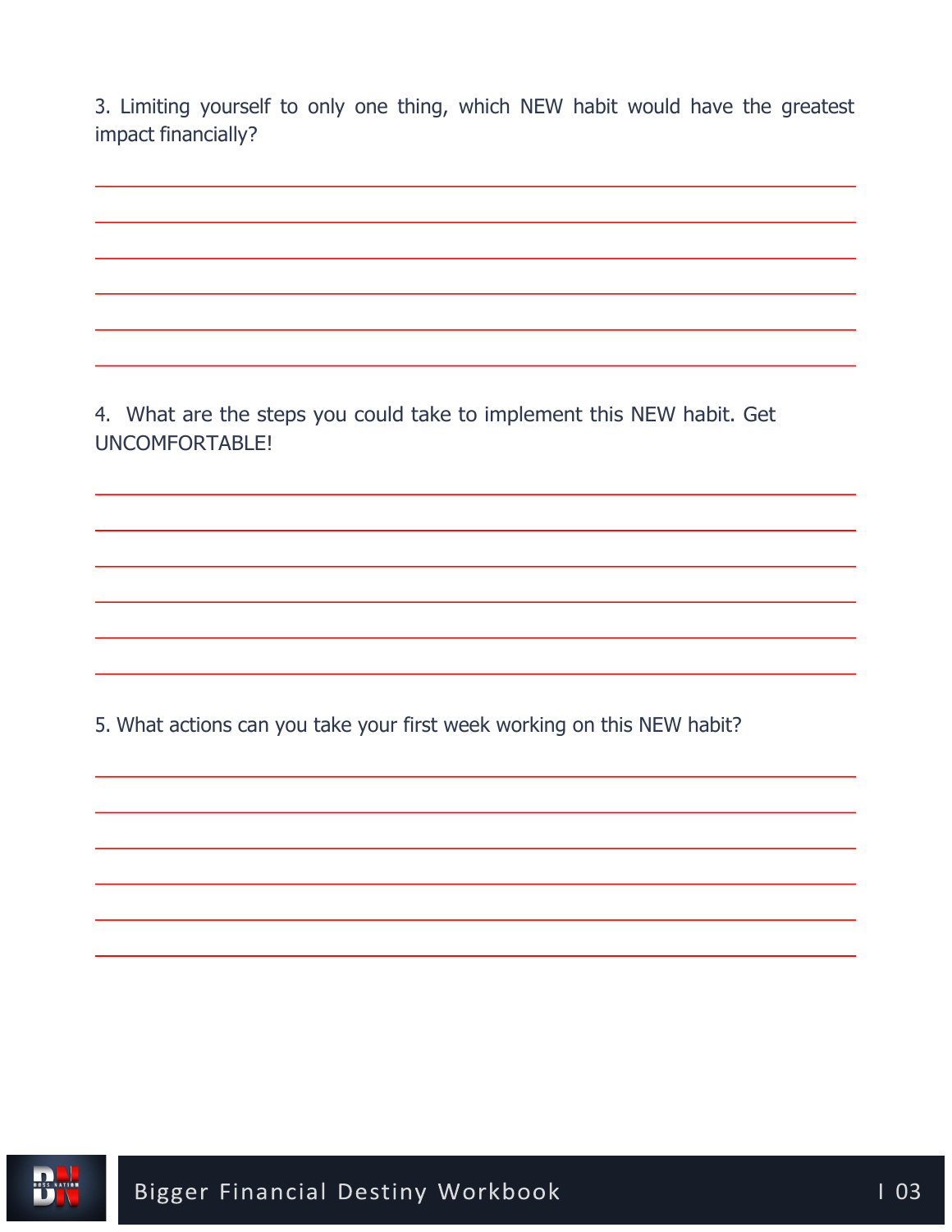3. Limiting yourself to only one thing, which NEW habit would have the greatest impact financially?

4. What are the steps you could take to implement this NEW habit. Get UNCOMFORTABLE!

5. What actions can you take your first week working on this NEW habit?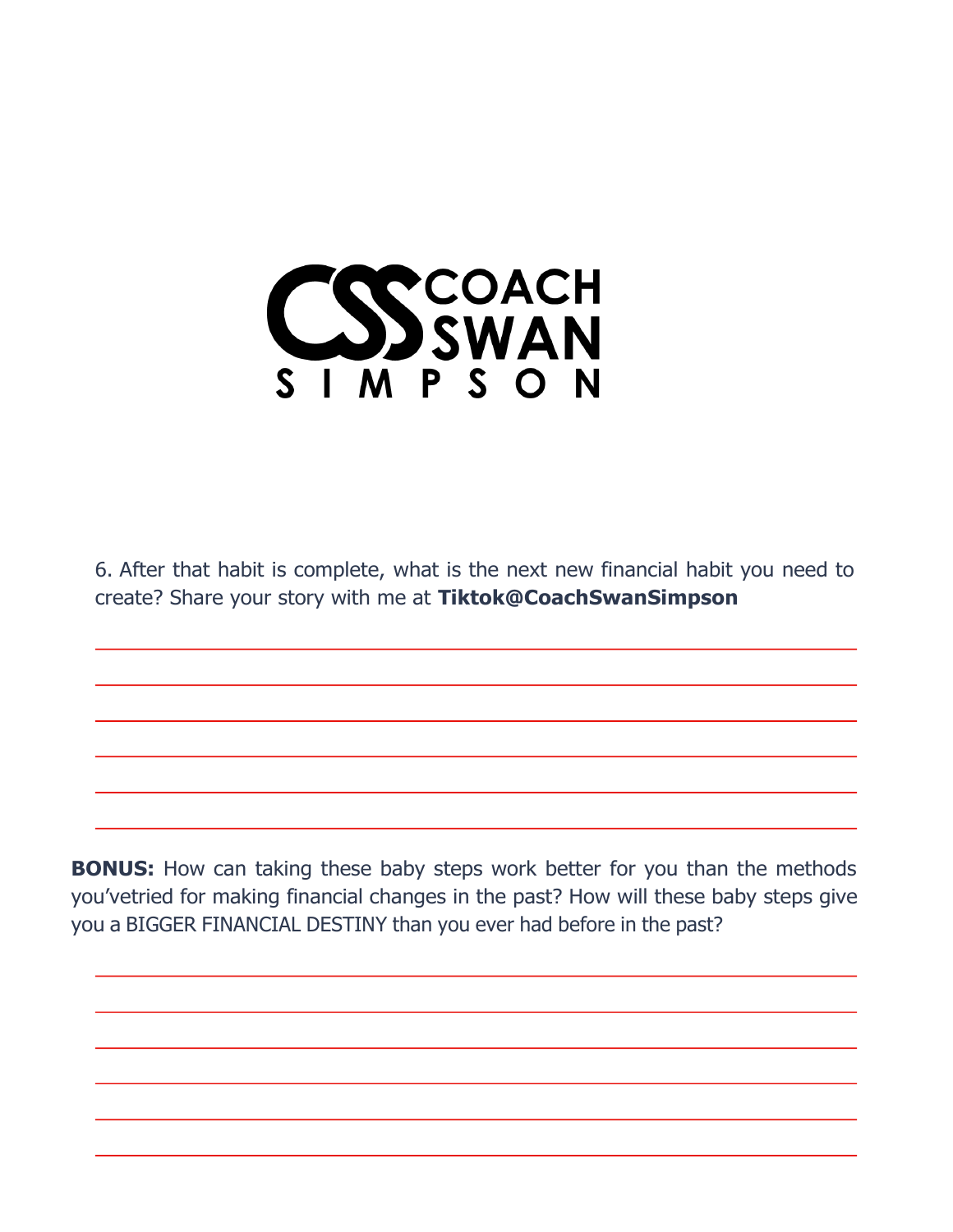COACH SWAN SIMPSON

6. After that habit is complete, what is the next new financial habit you need to create? Share your story with me at **Tiktok@CoachSwanSimpson**

**BONUS:** How can taking these baby steps work better for you than the methods you'vetried for making financial changes in the past? How will these baby steps give you a BIGGER FINANCIAL DESTINY than you ever had before in the past?